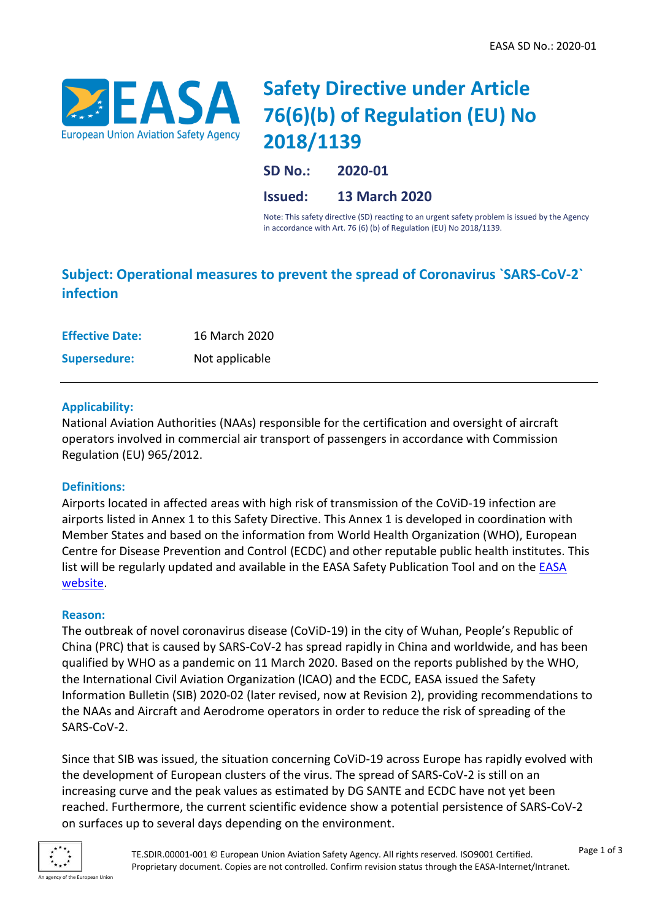# Safety Directive under Article 76(6)(b) of Regulation (EU) No 2018/1139

**SD No.:** **2020-01**

**Issued:** **13 March 2020**

Note: This safety directive (SD) reacting to an urgent safety problem is issued by the Agency in accordance with Art. 76 (6) (b) of Regulation (EU) No 2018/1139.

## Subject: Operational measures to prevent the spread of Coronavirus `SARS-CoV-2` infection

| | |
|---|---|
| **Effective Date:** | 16 March 2020 |
| **Supersedure:** | Not applicable |

### Applicability:

National Aviation Authorities (NAAs) responsible for the certification and oversight of aircraft operators involved in commercial air transport of passengers in accordance with Commission Regulation (EU) 965/2012.

### Definitions:

Airports located in affected areas with high risk of transmission of the CoViD-19 infection are airports listed in Annex 1 to this Safety Directive. This Annex 1 is developed in coordination with Member States and based on the information from World Health Organization (WHO), European Centre for Disease Prevention and Control (ECDC) and other reputable public health institutes. This list will be regularly updated and available in the EASA Safety Publication Tool and on the EASA website.

### Reason:

The outbreak of novel coronavirus disease (CoViD-19) in the city of Wuhan, People's Republic of China (PRC) that is caused by SARS-CoV-2 has spread rapidly in China and worldwide, and has been qualified by WHO as a pandemic on 11 March 2020. Based on the reports published by the WHO, the International Civil Aviation Organization (ICAO) and the ECDC, EASA issued the Safety Information Bulletin (SIB) 2020-02 (later revised, now at Revision 2), providing recommendations to the NAAs and Aircraft and Aerodrome operators in order to reduce the risk of spreading of the SARS-CoV-2.

Since that SIB was issued, the situation concerning CoViD-19 across Europe has rapidly evolved with the development of European clusters of the virus. The spread of SARS-CoV-2 is still on an increasing curve and the peak values as estimated by DG SANTE and ECDC have not yet been reached. Furthermore, the current scientific evidence show a potential persistence of SARS-CoV-2 on surfaces up to several days depending on the environment.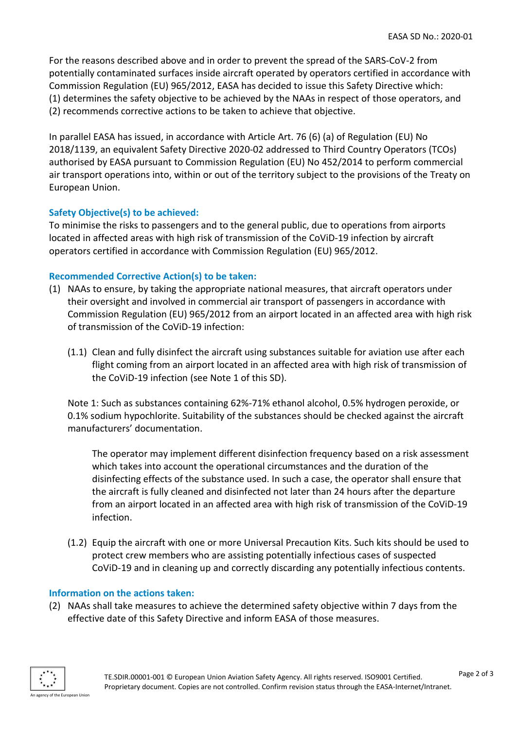For the reasons described above and in order to prevent the spread of the SARS-CoV-2 from potentially contaminated surfaces inside aircraft operated by operators certified in accordance with Commission Regulation (EU) 965/2012, EASA has decided to issue this Safety Directive which:
(1) determines the safety objective to be achieved by the NAAs in respect of those operators, and
(2) recommends corrective actions to be taken to achieve that objective.

In parallel EASA has issued, in accordance with Article Art. 76 (6) (a) of Regulation (EU) No 2018/1139, an equivalent Safety Directive 2020-02 addressed to Third Country Operators (TCOs) authorised by EASA pursuant to Commission Regulation (EU) No 452/2014 to perform commercial air transport operations into, within or out of the territory subject to the provisions of the Treaty on European Union.

## Safety Objective(s) to be achieved:

To minimise the risks to passengers and to the general public, due to operations from airports located in affected areas with high risk of transmission of the CoViD-19 infection by aircraft operators certified in accordance with Commission Regulation (EU) 965/2012.

## Recommended Corrective Action(s) to be taken:

(1) NAAs to ensure, by taking the appropriate national measures, that aircraft operators under their oversight and involved in commercial air transport of passengers in accordance with Commission Regulation (EU) 965/2012 from an airport located in an affected area with high risk of transmission of the CoViD-19 infection:

(1.1) Clean and fully disinfect the aircraft using substances suitable for aviation use after each flight coming from an airport located in an affected area with high risk of transmission of the CoViD-19 infection (see Note 1 of this SD).

Note 1: Such as substances containing 62%-71% ethanol alcohol, 0.5% hydrogen peroxide, or 0.1% sodium hypochlorite. Suitability of the substances should be checked against the aircraft manufacturers' documentation.

The operator may implement different disinfection frequency based on a risk assessment which takes into account the operational circumstances and the duration of the disinfecting effects of the substance used. In such a case, the operator shall ensure that the aircraft is fully cleaned and disinfected not later than 24 hours after the departure from an airport located in an affected area with high risk of transmission of the CoViD-19 infection.

(1.2) Equip the aircraft with one or more Universal Precaution Kits. Such kits should be used to protect crew members who are assisting potentially infectious cases of suspected CoViD-19 and in cleaning up and correctly discarding any potentially infectious contents.

## Information on the actions taken:

(2) NAAs shall take measures to achieve the determined safety objective within 7 days from the effective date of this Safety Directive and inform EASA of those measures.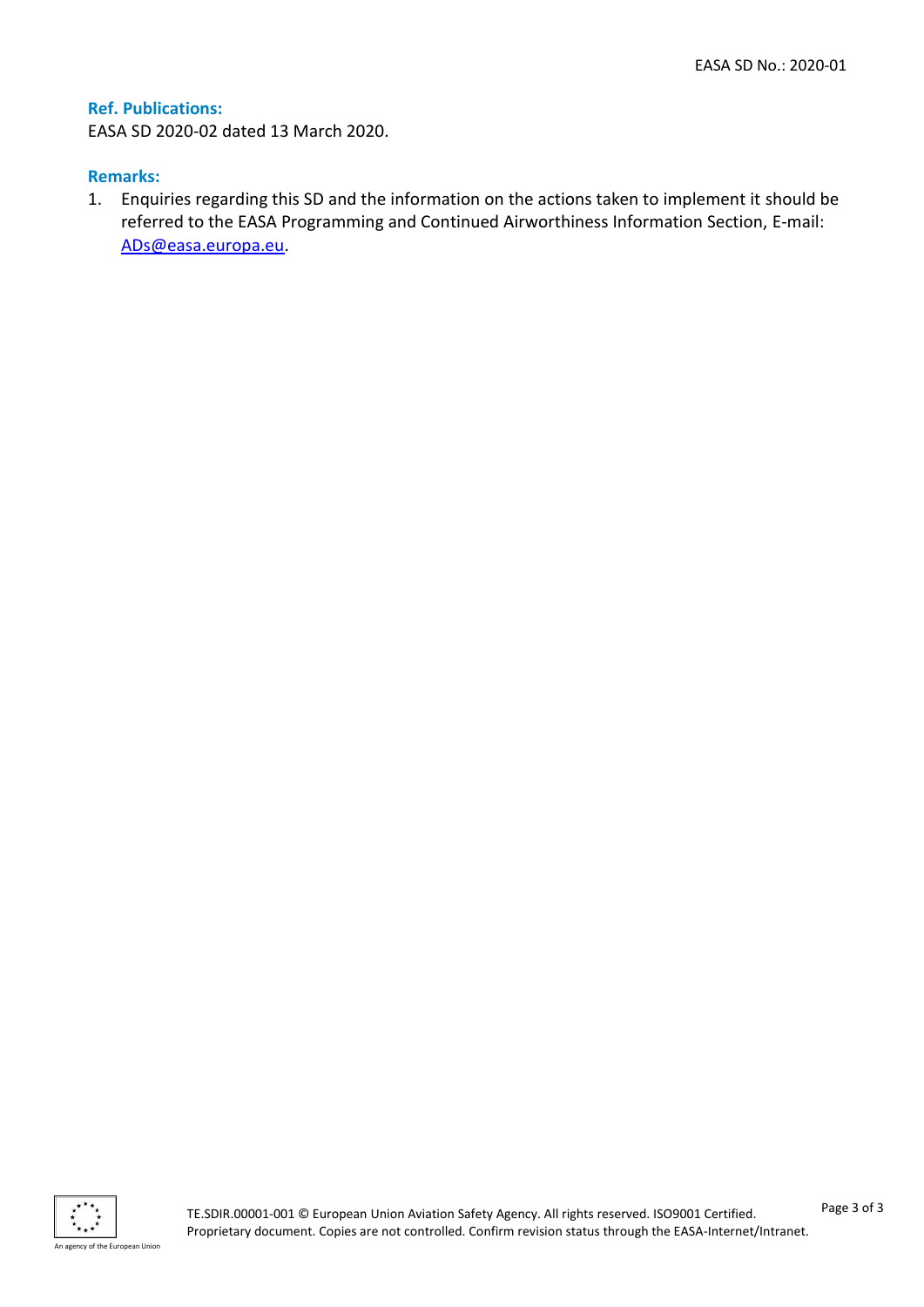**Ref. Publications:**

EASA SD 2020-02 dated 13 March 2020.

**Remarks:**

1. Enquiries regarding this SD and the information on the actions taken to implement it should be referred to the EASA Programming and Continued Airworthiness Information Section, E-mail: ADs@easa.europa.eu.